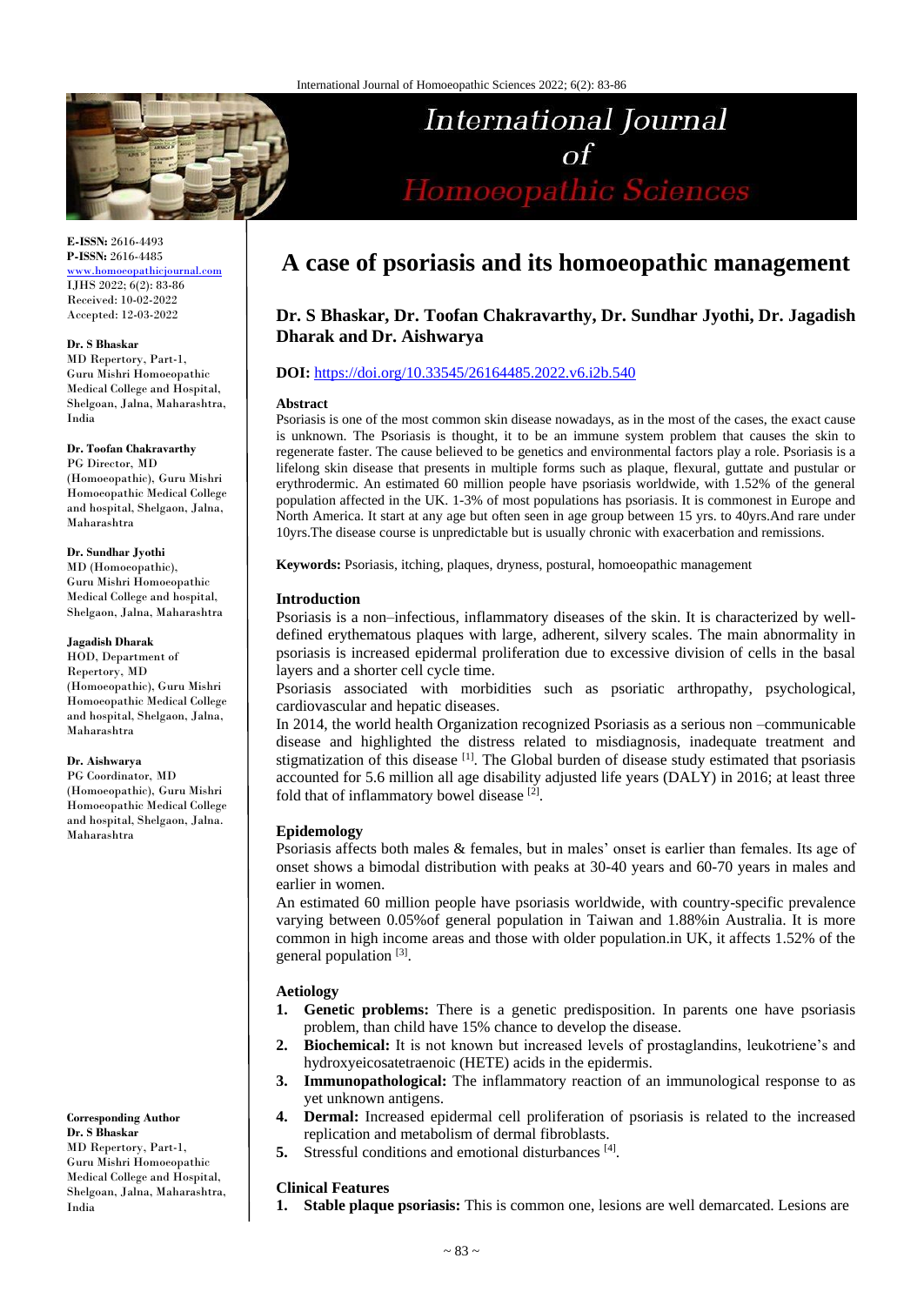E-ISSN: 2616-4493
P-ISSN: 2616-4485
www.homoeopathicjournal.com
IJHS 2022; 6(2): 83-86
Received: 10-02-2022
Accepted: 12-03-2022

**Dr. S Bhaskar**
MD Repertory, Part-1, Guru Mishri Homoeopathic Medical College and Hospital, Shelgoan, Jalna, Maharashtra, India

**Dr. Toofan Chakravarthy**
PG Director, MD (Homoeopathic), Guru Mishri Homoeopathic Medical College and hospital, Shelgaon, Jalna, Maharashtra

**Dr. Sundhar Jyothi**
MD (Homoeopathic), Guru Mishri Homoeopathic Medical College and hospital, Shelgaon, Jalna, Maharashtra

**Jagadish Dharak**
HOD, Department of Repertory, MD (Homoeopathic), Guru Mishri Homoeopathic Medical College and hospital, Shelgaon, Jalna, Maharashtra

**Dr. Aishwarya**
PG Coordinator, MD (Homoeopathic), Guru Mishri Homoeopathic Medical College and hospital, Shelgaon, Jalna. Maharashtra

**Corresponding Author**
**Dr. S Bhaskar**
MD Repertory, Part-1, Guru Mishri Homoeopathic Medical College and Hospital, Shelgoan, Jalna, Maharashtra, India

# A case of psoriasis and its homoeopathic management

**Dr. S Bhaskar, Dr. Toofan Chakravarthy, Dr. Sundhar Jyothi, Dr. Jagadish Dharak and Dr. Aishwarya**

**DOI:** https://doi.org/10.33545/26164485.2022.v6.i2b.540

### Abstract

Psoriasis is one of the most common skin disease nowadays, as in the most of the cases, the exact cause is unknown. The Psoriasis is thought, it to be an immune system problem that causes the skin to regenerate faster. The cause believed to be genetics and environmental factors play a role. Psoriasis is a lifelong skin disease that presents in multiple forms such as plaque, flexural, guttate and pustular or erythrodermic. An estimated 60 million people have psoriasis worldwide, with 1.52% of the general population affected in the UK. 1-3% of most populations has psoriasis. It is commonest in Europe and North America. It start at any age but often seen in age group between 15 yrs. to 40yrs.And rare under 10yrs.The disease course is unpredictable but is usually chronic with exacerbation and remissions.

**Keywords:** Psoriasis, itching, plaques, dryness, postural, homoeopathic management

### Introduction

Psoriasis is a non–infectious, inflammatory diseases of the skin. It is characterized by well-defined erythematous plaques with large, adherent, silvery scales. The main abnormality in psoriasis is increased epidermal proliferation due to excessive division of cells in the basal layers and a shorter cell cycle time.

Psoriasis associated with morbidities such as psoriatic arthropathy, psychological, cardiovascular and hepatic diseases.

In 2014, the world health Organization recognized Psoriasis as a serious non –communicable disease and highlighted the distress related to misdiagnosis, inadequate treatment and stigmatization of this disease [1]. The Global burden of disease study estimated that psoriasis accounted for 5.6 million all age disability adjusted life years (DALY) in 2016; at least three fold that of inflammatory bowel disease [2].

### Epidemology

Psoriasis affects both males & females, but in males' onset is earlier than females. Its age of onset shows a bimodal distribution with peaks at 30-40 years and 60-70 years in males and earlier in women.

An estimated 60 million people have psoriasis worldwide, with country-specific prevalence varying between 0.05%of general population in Taiwan and 1.88%in Australia. It is more common in high income areas and those with older population.in UK, it affects 1.52% of the general population [3].

### Aetiology

1. **Genetic problems:** There is a genetic predisposition. In parents one have psoriasis problem, than child have 15% chance to develop the disease.
2. **Biochemical:** It is not known but increased levels of prostaglandins, leukotriene's and hydroxyeicosatetraenoic (HETE) acids in the epidermis.
3. **Immunopathological:** The inflammatory reaction of an immunological response to as yet unknown antigens.
4. **Dermal:** Increased epidermal cell proliferation of psoriasis is related to the increased replication and metabolism of dermal fibroblasts.
5. Stressful conditions and emotional disturbances [4].

### Clinical Features

1. **Stable plaque psoriasis:** This is common one, lesions are well demarcated. Lesions are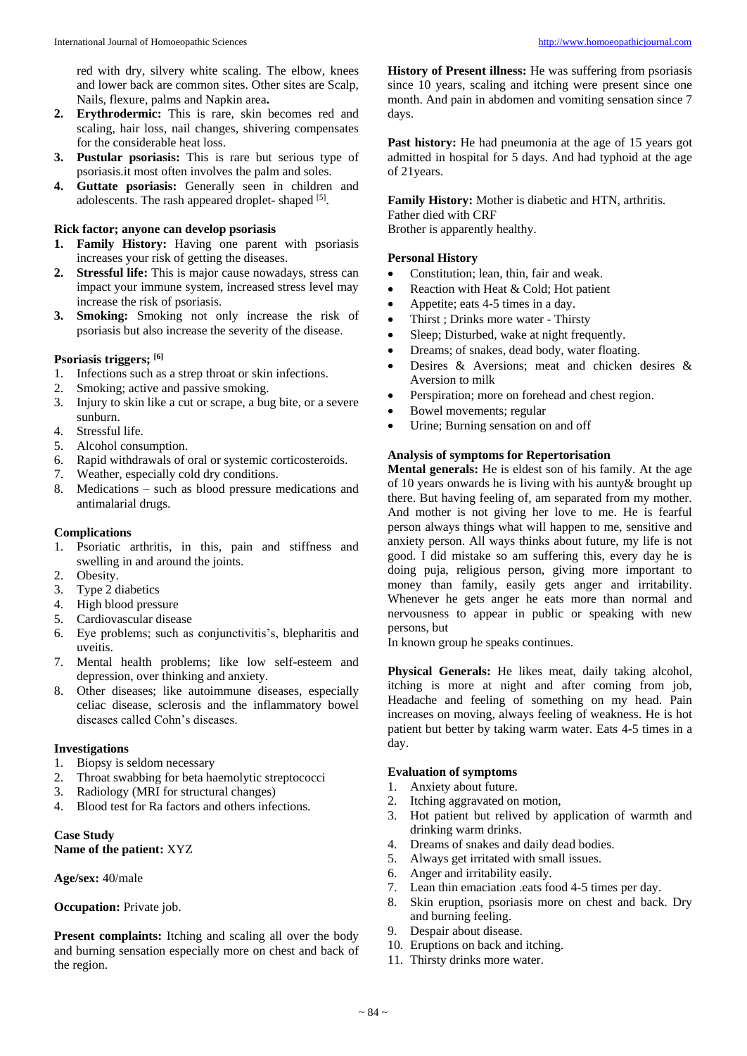red with dry, silvery white scaling. The elbow, knees and lower back are common sites. Other sites are Scalp, Nails, flexure, palms and Napkin area**.**

2. **Erythrodermic:** This is rare, skin becomes red and scaling, hair loss, nail changes, shivering compensates for the considerable heat loss.
3. **Pustular psoriasis:** This is rare but serious type of psoriasis.it most often involves the palm and soles.
4. **Guttate psoriasis:** Generally seen in children and adolescents. The rash appeared droplet- shaped [5].

**Rick factor; anyone can develop psoriasis**

1. **Family History:** Having one parent with psoriasis increases your risk of getting the diseases.
2. **Stressful life:** This is major cause nowadays, stress can impact your immune system, increased stress level may increase the risk of psoriasis.
3. **Smoking:** Smoking not only increase the risk of psoriasis but also increase the severity of the disease.

**Psoriasis triggers; [6]**

1. Infections such as a strep throat or skin infections.
2. Smoking; active and passive smoking.
3. Injury to skin like a cut or scrape, a bug bite, or a severe sunburn.
4. Stressful life.
5. Alcohol consumption.
6. Rapid withdrawals of oral or systemic corticosteroids.
7. Weather, especially cold dry conditions.
8. Medications – such as blood pressure medications and antimalarial drugs.

**Complications**

1. Psoriatic arthritis, in this, pain and stiffness and swelling in and around the joints.
2. Obesity.
3. Type 2 diabetics
4. High blood pressure
5. Cardiovascular disease
6. Eye problems; such as conjunctivitis's, blepharitis and uveitis.
7. Mental health problems; like low self-esteem and depression, over thinking and anxiety.
8. Other diseases; like autoimmune diseases, especially celiac disease, sclerosis and the inflammatory bowel diseases called Cohn's diseases.

**Investigations**

1. Biopsy is seldom necessary
2. Throat swabbing for beta haemolytic streptococci
3. Radiology (MRI for structural changes)
4. Blood test for Ra factors and others infections.

**Case Study**

**Name of the patient:** XYZ

**Age/sex:** 40/male

**Occupation:** Private job.

**Present complaints:** Itching and scaling all over the body and burning sensation especially more on chest and back of the region.

**History of Present illness:** He was suffering from psoriasis since 10 years, scaling and itching were present since one month. And pain in abdomen and vomiting sensation since 7 days.

**Past history:** He had pneumonia at the age of 15 years got admitted in hospital for 5 days. And had typhoid at the age of 21years.

**Family History:** Mother is diabetic and HTN, arthritis.
Father died with CRF
Brother is apparently healthy.

**Personal History**

- Constitution; lean, thin, fair and weak.
- Reaction with Heat & Cold; Hot patient
- Appetite; eats 4-5 times in a day.
- Thirst ; Drinks more water - Thirsty
- Sleep; Disturbed, wake at night frequently.
- Dreams; of snakes, dead body, water floating.
- Desires & Aversions; meat and chicken desires & Aversion to milk
- Perspiration; more on forehead and chest region.
- Bowel movements; regular
- Urine; Burning sensation on and off

**Analysis of symptoms for Repertorisation**

**Mental generals:** He is eldest son of his family. At the age of 10 years onwards he is living with his aunty& brought up there. But having feeling of, am separated from my mother. And mother is not giving her love to me. He is fearful person always things what will happen to me, sensitive and anxiety person. All ways thinks about future, my life is not good. I did mistake so am suffering this, every day he is doing puja, religious person, giving more important to money than family, easily gets anger and irritability. Whenever he gets anger he eats more than normal and nervousness to appear in public or speaking with new persons, but
In known group he speaks continues.

**Physical Generals:** He likes meat, daily taking alcohol, itching is more at night and after coming from job, Headache and feeling of something on my head. Pain increases on moving, always feeling of weakness. He is hot patient but better by taking warm water. Eats 4-5 times in a day.

**Evaluation of symptoms**

1. Anxiety about future.
2. Itching aggravated on motion,
3. Hot patient but relived by application of warmth and drinking warm drinks.
4. Dreams of snakes and daily dead bodies.
5. Always get irritated with small issues.
6. Anger and irritability easily.
7. Lean thin emaciation .eats food 4-5 times per day.
8. Skin eruption, psoriasis more on chest and back. Dry and burning feeling.
9. Despair about disease.
10. Eruptions on back and itching.
11. Thirsty drinks more water.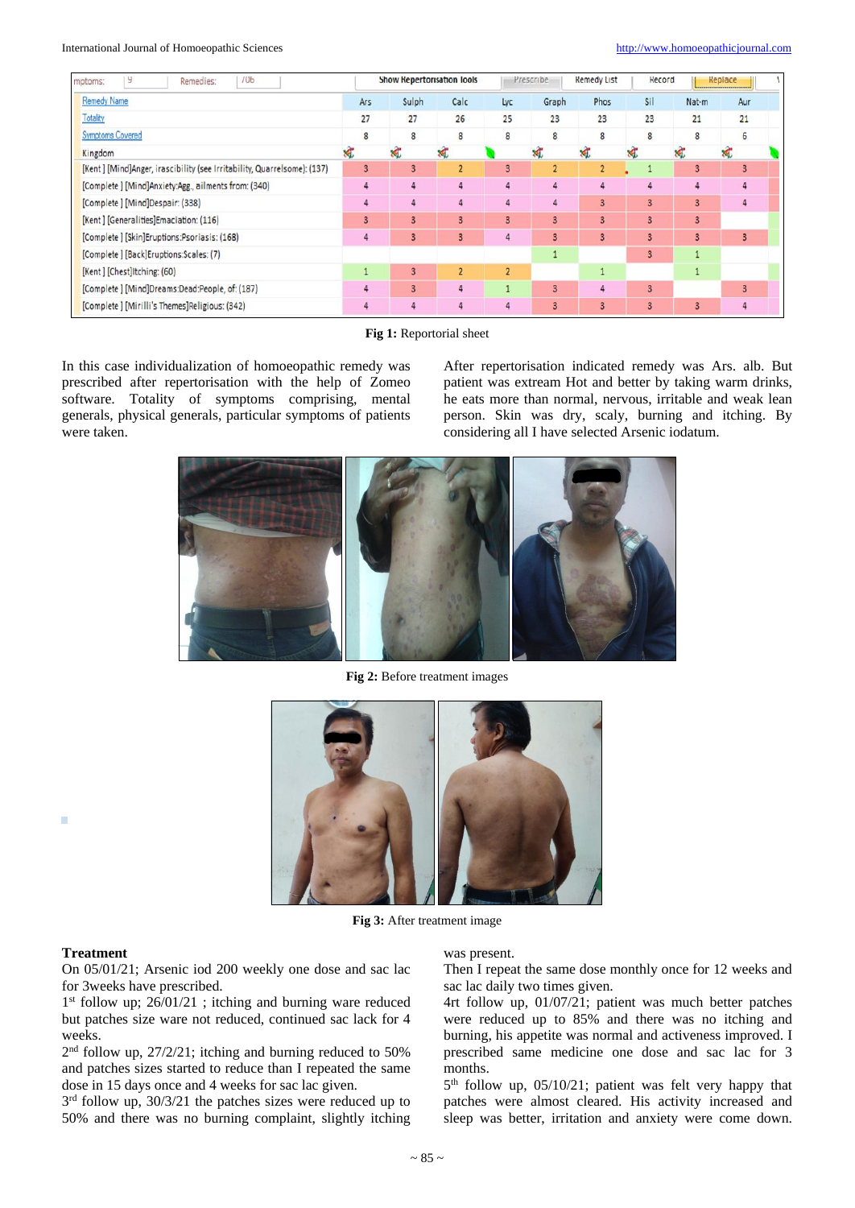| Remedy Name | Ars | Sulph | Calc | Lyc | Graph | Phos | Sil | Nat-m | Aur |
|---|---|---|---|---|---|---|---|---|---|
| Totality | 27 | 27 | 26 | 25 | 23 | 23 | 23 | 21 | 21 |
| Symptoms Covered | 8 | 8 | 8 | 8 | 8 | 8 | 8 | 8 | 6 |
| Kingdom | | | | | | | | | |
| [Kent ] [Mind]Anger, irascibility (see Irritability, Quarrelsome): (137) | 3 | 3 | 2 | 3 | 2 | 2 | 1 | 3 | 3 |
| [Complete ] [Mind]Anxiety:Agg., ailments from: (340) | 4 | 4 | 4 | 4 | 4 | 4 | 4 | 4 | 4 |
| [Complete ] [Mind]Despair: (338) | 4 | 4 | 4 | 4 | 4 | 3 | 3 | 3 | 4 |
| [Kent ] [Generalities]Emaciation: (116) | 3 | 3 | 3 | 3 | 3 | 3 | 3 | 3 | |
| [Complete ] [Skin]Eruptions:Psoriasis: (168) | 4 | 3 | 3 | 4 | 3 | 3 | 3 | 3 | 3 |
| [Complete ] [Back]Eruptions:Scales: (7) | | | | | 1 | | 3 | 1 | |
| [Kent ] [Chest]Itching: (60) | 1 | 3 | 2 | 2 | | 1 | | 1 | |
| [Complete ] [Mind]Dreams:Dead:People, of: (187) | 4 | 3 | 4 | 1 | 3 | 4 | 3 | | 3 |
| [Complete ] [Mirilli's Themes]Religious: (342) | 4 | 4 | 4 | 4 | 3 | 3 | 3 | 3 | 4 |

**Fig 1:** Reportorial sheet

In this case individualization of homoeopathic remedy was prescribed after repertorisation with the help of Zomeo software. Totality of symptoms comprising, mental generals, physical generals, particular symptoms of patients were taken.

After repertorisation indicated remedy was Ars. alb. But patient was extream Hot and better by taking warm drinks, he eats more than normal, nervous, irritable and weak lean person. Skin was dry, scaly, burning and itching. By considering all I have selected Arsenic iodatum.

**Fig 2:** Before treatment images

**Fig 3:** After treatment image

### Treatment

On 05/01/21; Arsenic iod 200 weekly one dose and sac lac for 3weeks have prescribed.

1st follow up; 26/01/21 ; itching and burning ware reduced but patches size ware not reduced, continued sac lack for 4 weeks.

2nd follow up, 27/2/21; itching and burning reduced to 50% and patches sizes started to reduce than I repeated the same dose in 15 days once and 4 weeks for sac lac given.

3rd follow up, 30/3/21 the patches sizes were reduced up to 50% and there was no burning complaint, slightly itching was present.

Then I repeat the same dose monthly once for 12 weeks and sac lac daily two times given.

4rt follow up, 01/07/21; patient was much better patches were reduced up to 85% and there was no itching and burning, his appetite was normal and activeness improved. I prescribed same medicine one dose and sac lac for 3 months.

5th follow up, 05/10/21; patient was felt very happy that patches were almost cleared. His activity increased and sleep was better, irritation and anxiety were come down.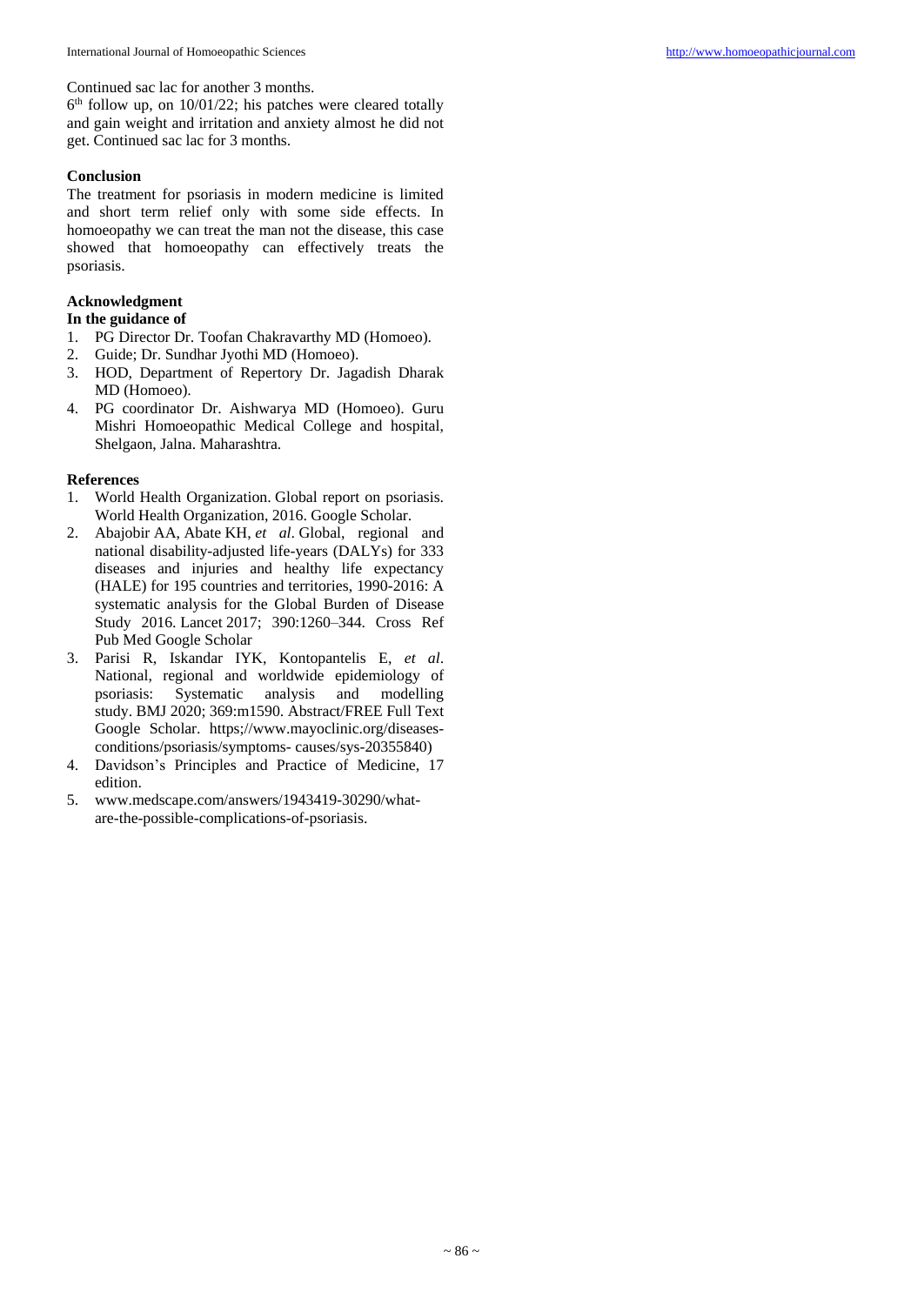Continued sac lac for another 3 months.

6th follow up, on 10/01/22; his patches were cleared totally and gain weight and irritation and anxiety almost he did not get. Continued sac lac for 3 months.

## Conclusion

The treatment for psoriasis in modern medicine is limited and short term relief only with some side effects. In homoeopathy we can treat the man not the disease, this case showed that homoeopathy can effectively treats the psoriasis.

## Acknowledgment

**In the guidance of**

1. PG Director Dr. Toofan Chakravarthy MD (Homoeo).
2. Guide; Dr. Sundhar Jyothi MD (Homoeo).
3. HOD, Department of Repertory Dr. Jagadish Dharak MD (Homoeo).
4. PG coordinator Dr. Aishwarya MD (Homoeo). Guru Mishri Homoeopathic Medical College and hospital, Shelgaon, Jalna. Maharashtra.

## References

1. World Health Organization. Global report on psoriasis. World Health Organization, 2016. Google Scholar.
2. Abajobir AA, Abate KH, *et al*. Global, regional and national disability-adjusted life-years (DALYs) for 333 diseases and injuries and healthy life expectancy (HALE) for 195 countries and territories, 1990-2016: A systematic analysis for the Global Burden of Disease Study 2016. Lancet 2017; 390:1260–344. Cross Ref Pub Med Google Scholar
3. Parisi R, Iskandar IYK, Kontopantelis E, *et al*. National, regional and worldwide epidemiology of psoriasis: Systematic analysis and modelling study. BMJ 2020; 369:m1590. Abstract/FREE Full Text Google Scholar. https;//www.mayoclinic.org/diseases-conditions/psoriasis/symptoms- causes/sys-20355840)
4. Davidson's Principles and Practice of Medicine, 17 edition.
5. www.medscape.com/answers/1943419-30290/what-are-the-possible-complications-of-psoriasis.